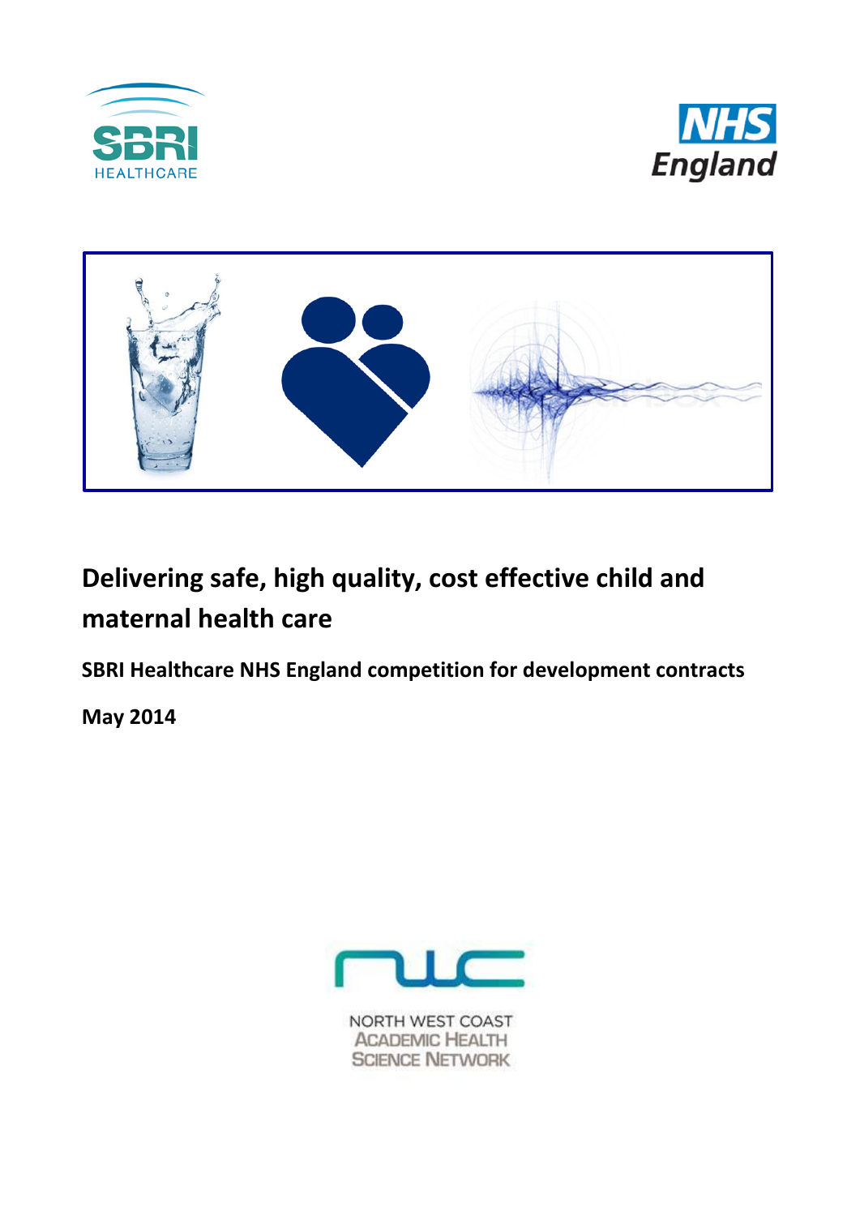# Delivering safe, high quality, cost effective child and maternal health care

**SBRI Healthcare NHS England competition for development contracts**

**May 2014**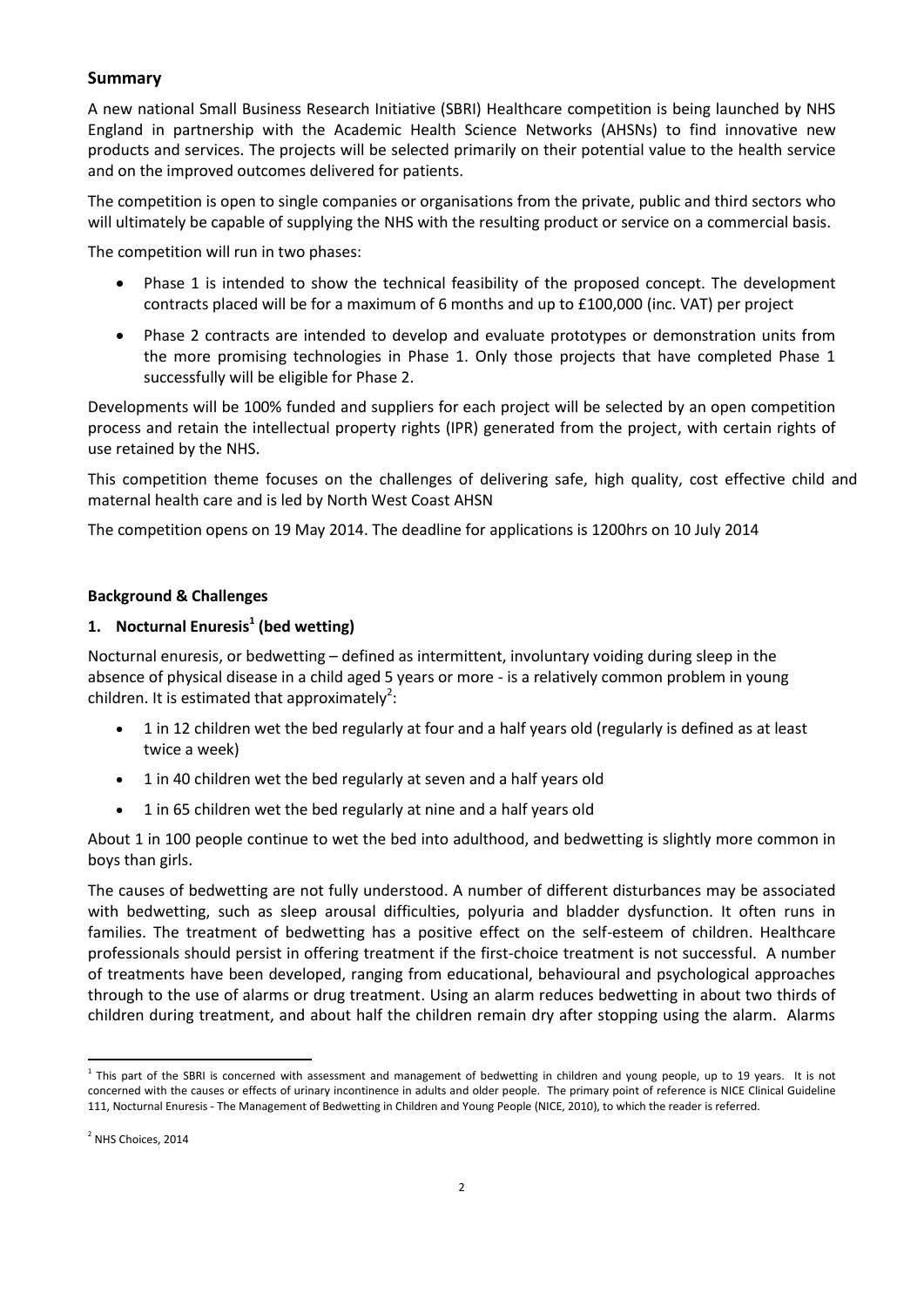## Summary

A new national Small Business Research Initiative (SBRI) Healthcare competition is being launched by NHS England in partnership with the Academic Health Science Networks (AHSNs) to find innovative new products and services. The projects will be selected primarily on their potential value to the health service and on the improved outcomes delivered for patients.

The competition is open to single companies or organisations from the private, public and third sectors who will ultimately be capable of supplying the NHS with the resulting product or service on a commercial basis.

The competition will run in two phases:

- Phase 1 is intended to show the technical feasibility of the proposed concept. The development contracts placed will be for a maximum of 6 months and up to £100,000 (inc. VAT) per project
- Phase 2 contracts are intended to develop and evaluate prototypes or demonstration units from the more promising technologies in Phase 1. Only those projects that have completed Phase 1 successfully will be eligible for Phase 2.

Developments will be 100% funded and suppliers for each project will be selected by an open competition process and retain the intellectual property rights (IPR) generated from the project, with certain rights of use retained by the NHS.

This competition theme focuses on the challenges of delivering safe, high quality, cost effective child and maternal health care and is led by North West Coast AHSN

The competition opens on 19 May 2014. The deadline for applications is 1200hrs on 10 July 2014

**Background & Challenges**

### 1. Nocturnal Enuresis[1] (bed wetting)

Nocturnal enuresis, or bedwetting – defined as intermittent, involuntary voiding during sleep in the absence of physical disease in a child aged 5 years or more - is a relatively common problem in young children. It is estimated that approximately[2]:

- 1 in 12 children wet the bed regularly at four and a half years old (regularly is defined as at least twice a week)
- 1 in 40 children wet the bed regularly at seven and a half years old
- 1 in 65 children wet the bed regularly at nine and a half years old

About 1 in 100 people continue to wet the bed into adulthood, and bedwetting is slightly more common in boys than girls.

The causes of bedwetting are not fully understood. A number of different disturbances may be associated with bedwetting, such as sleep arousal difficulties, polyuria and bladder dysfunction. It often runs in families. The treatment of bedwetting has a positive effect on the self-esteem of children. Healthcare professionals should persist in offering treatment if the first-choice treatment is not successful. A number of treatments have been developed, ranging from educational, behavioural and psychological approaches through to the use of alarms or drug treatment. Using an alarm reduces bedwetting in about two thirds of children during treatment, and about half the children remain dry after stopping using the alarm. Alarms

---

[1] This part of the SBRI is concerned with assessment and management of bedwetting in children and young people, up to 19 years. It is not concerned with the causes or effects of urinary incontinence in adults and older people. The primary point of reference is NICE Clinical Guideline 111, Nocturnal Enuresis - The Management of Bedwetting in Children and Young People (NICE, 2010), to which the reader is referred.

[2] NHS Choices, 2014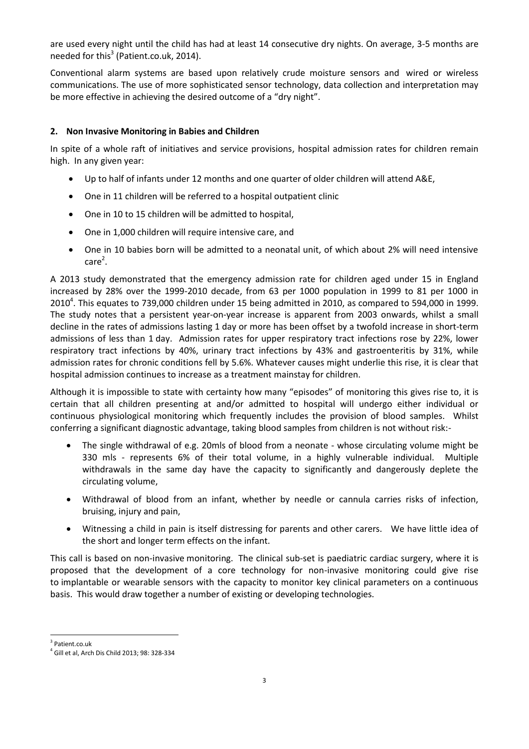are used every night until the child has had at least 14 consecutive dry nights. On average, 3-5 months are needed for this[3] (Patient.co.uk, 2014).

Conventional alarm systems are based upon relatively crude moisture sensors and wired or wireless communications. The use of more sophisticated sensor technology, data collection and interpretation may be more effective in achieving the desired outcome of a "dry night".

## 2. Non Invasive Monitoring in Babies and Children

In spite of a whole raft of initiatives and service provisions, hospital admission rates for children remain high. In any given year:

- Up to half of infants under 12 months and one quarter of older children will attend A&E,
- One in 11 children will be referred to a hospital outpatient clinic
- One in 10 to 15 children will be admitted to hospital,
- One in 1,000 children will require intensive care, and
- One in 10 babies born will be admitted to a neonatal unit, of which about 2% will need intensive care[2].

A 2013 study demonstrated that the emergency admission rate for children aged under 15 in England increased by 28% over the 1999-2010 decade, from 63 per 1000 population in 1999 to 81 per 1000 in 2010[4]. This equates to 739,000 children under 15 being admitted in 2010, as compared to 594,000 in 1999. The study notes that a persistent year-on-year increase is apparent from 2003 onwards, whilst a small decline in the rates of admissions lasting 1 day or more has been offset by a twofold increase in short-term admissions of less than 1 day. Admission rates for upper respiratory tract infections rose by 22%, lower respiratory tract infections by 40%, urinary tract infections by 43% and gastroenteritis by 31%, while admission rates for chronic conditions fell by 5.6%. Whatever causes might underlie this rise, it is clear that hospital admission continues to increase as a treatment mainstay for children.

Although it is impossible to state with certainty how many "episodes" of monitoring this gives rise to, it is certain that all children presenting at and/or admitted to hospital will undergo either individual or continuous physiological monitoring which frequently includes the provision of blood samples. Whilst conferring a significant diagnostic advantage, taking blood samples from children is not without risk:-

- The single withdrawal of e.g. 20mls of blood from a neonate - whose circulating volume might be 330 mls - represents 6% of their total volume, in a highly vulnerable individual. Multiple withdrawals in the same day have the capacity to significantly and dangerously deplete the circulating volume,
- Withdrawal of blood from an infant, whether by needle or cannula carries risks of infection, bruising, injury and pain,
- Witnessing a child in pain is itself distressing for parents and other carers. We have little idea of the short and longer term effects on the infant.

This call is based on non-invasive monitoring. The clinical sub-set is paediatric cardiac surgery, where it is proposed that the development of a core technology for non-invasive monitoring could give rise to implantable or wearable sensors with the capacity to monitor key clinical parameters on a continuous basis. This would draw together a number of existing or developing technologies.

---

[3] Patient.co.uk

[4] Gill et al, Arch Dis Child 2013; 98: 328-334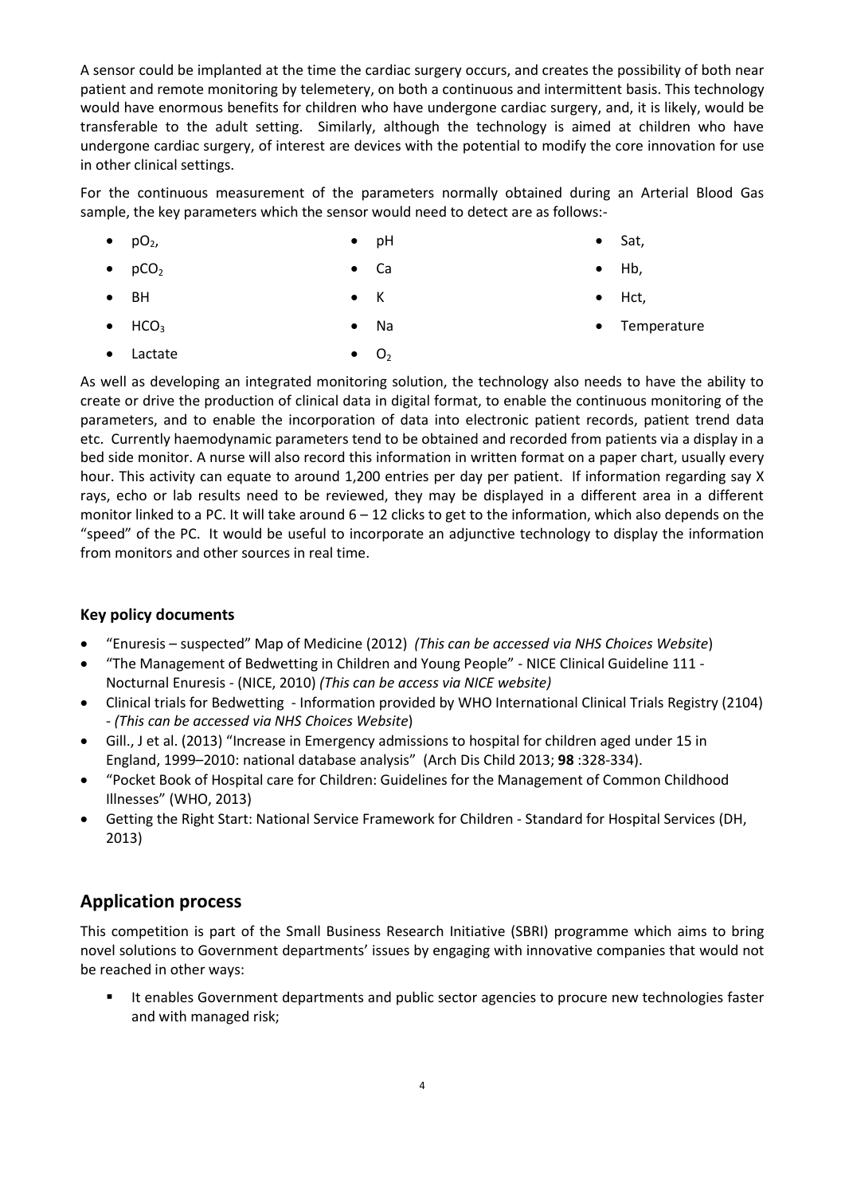A sensor could be implanted at the time the cardiac surgery occurs, and creates the possibility of both near patient and remote monitoring by telemetery, on both a continuous and intermittent basis. This technology would have enormous benefits for children who have undergone cardiac surgery, and, it is likely, would be transferable to the adult setting. Similarly, although the technology is aimed at children who have undergone cardiac surgery, of interest are devices with the potential to modify the core innovation for use in other clinical settings.

For the continuous measurement of the parameters normally obtained during an Arterial Blood Gas sample, the key parameters which the sensor would need to detect are as follows:-

- $pO_2$,
- $pCO_2$
- BH
- $HCO_3$
- Lactate
- pH
- Ca
- K
- Na
- $O_2$
- Sat,
- Hb,
- Hct,
- Temperature

As well as developing an integrated monitoring solution, the technology also needs to have the ability to create or drive the production of clinical data in digital format, to enable the continuous monitoring of the parameters, and to enable the incorporation of data into electronic patient records, patient trend data etc. Currently haemodynamic parameters tend to be obtained and recorded from patients via a display in a bed side monitor. A nurse will also record this information in written format on a paper chart, usually every hour. This activity can equate to around 1,200 entries per day per patient. If information regarding say X rays, echo or lab results need to be reviewed, they may be displayed in a different area in a different monitor linked to a PC. It will take around 6 – 12 clicks to get to the information, which also depends on the "speed" of the PC. It would be useful to incorporate an adjunctive technology to display the information from monitors and other sources in real time.

### Key policy documents

- "Enuresis – suspected" Map of Medicine (2012) *(This can be accessed via NHS Choices Website*)
- "The Management of Bedwetting in Children and Young People" - NICE Clinical Guideline 111 - Nocturnal Enuresis - (NICE, 2010) *(This can be access via NICE website)*
- Clinical trials for Bedwetting - Information provided by WHO International Clinical Trials Registry (2104) - *(This can be accessed via NHS Choices Website*)
- Gill., J et al. (2013) "Increase in Emergency admissions to hospital for children aged under 15 in England, 1999–2010: national database analysis" (Arch Dis Child 2013; **98** :328-334).
- "Pocket Book of Hospital care for Children: Guidelines for the Management of Common Childhood Illnesses" (WHO, 2013)
- Getting the Right Start: National Service Framework for Children - Standard for Hospital Services (DH, 2013)

## Application process

This competition is part of the Small Business Research Initiative (SBRI) programme which aims to bring novel solutions to Government departments' issues by engaging with innovative companies that would not be reached in other ways:

- It enables Government departments and public sector agencies to procure new technologies faster and with managed risk;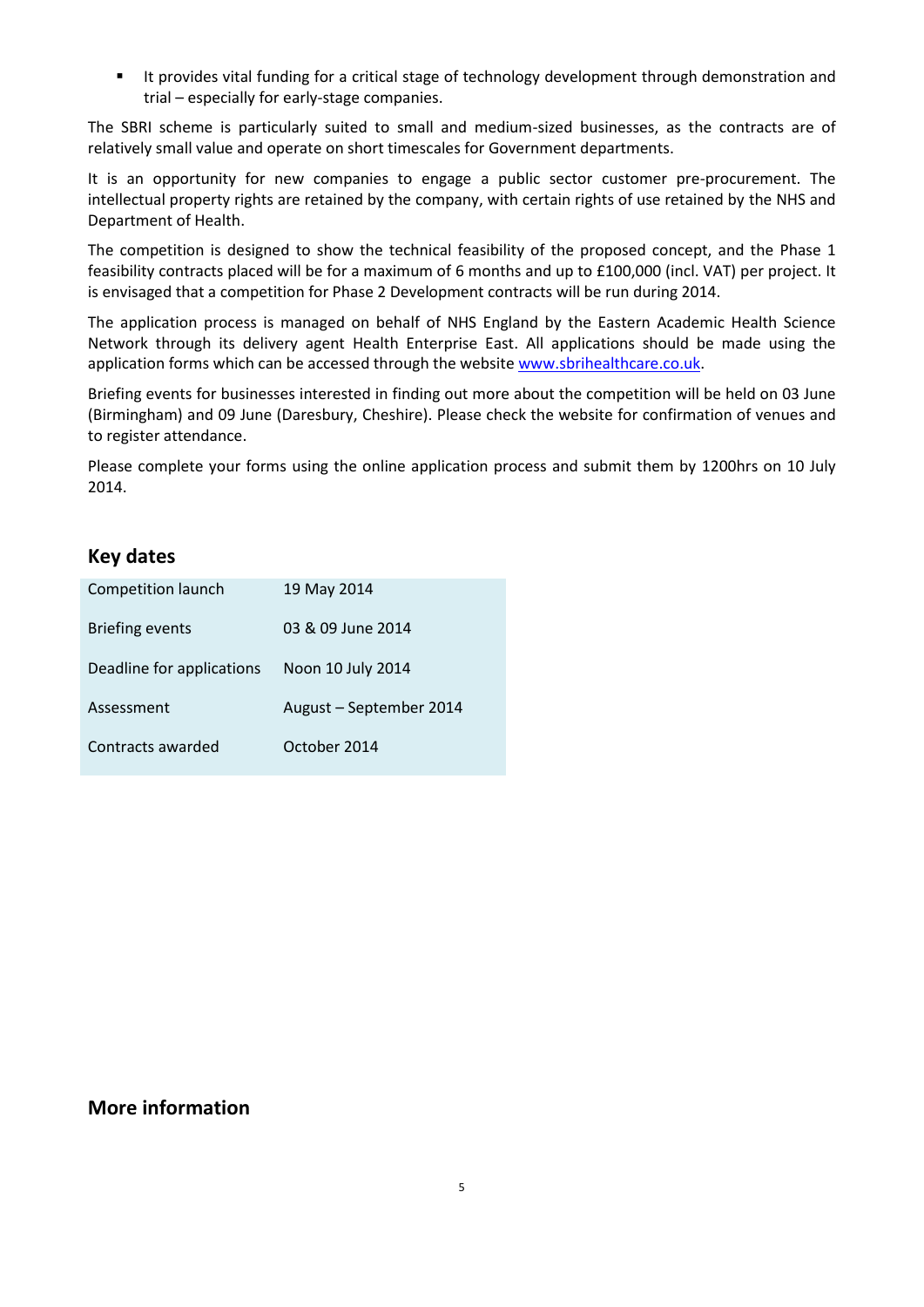- It provides vital funding for a critical stage of technology development through demonstration and trial – especially for early-stage companies.

The SBRI scheme is particularly suited to small and medium-sized businesses, as the contracts are of relatively small value and operate on short timescales for Government departments.

It is an opportunity for new companies to engage a public sector customer pre-procurement. The intellectual property rights are retained by the company, with certain rights of use retained by the NHS and Department of Health.

The competition is designed to show the technical feasibility of the proposed concept, and the Phase 1 feasibility contracts placed will be for a maximum of 6 months and up to £100,000 (incl. VAT) per project. It is envisaged that a competition for Phase 2 Development contracts will be run during 2014.

The application process is managed on behalf of NHS England by the Eastern Academic Health Science Network through its delivery agent Health Enterprise East. All applications should be made using the application forms which can be accessed through the website www.sbrihealthcare.co.uk.

Briefing events for businesses interested in finding out more about the competition will be held on 03 June (Birmingham) and 09 June (Daresbury, Cheshire). Please check the website for confirmation of venues and to register attendance.

Please complete your forms using the online application process and submit them by 1200hrs on 10 July 2014.

## Key dates

| | |
|---|---|
| Competition launch | 19 May 2014 |
| Briefing events | 03 & 09 June 2014 |
| Deadline for applications | Noon 10 July 2014 |
| Assessment | August – September 2014 |
| Contracts awarded | October 2014 |

## More information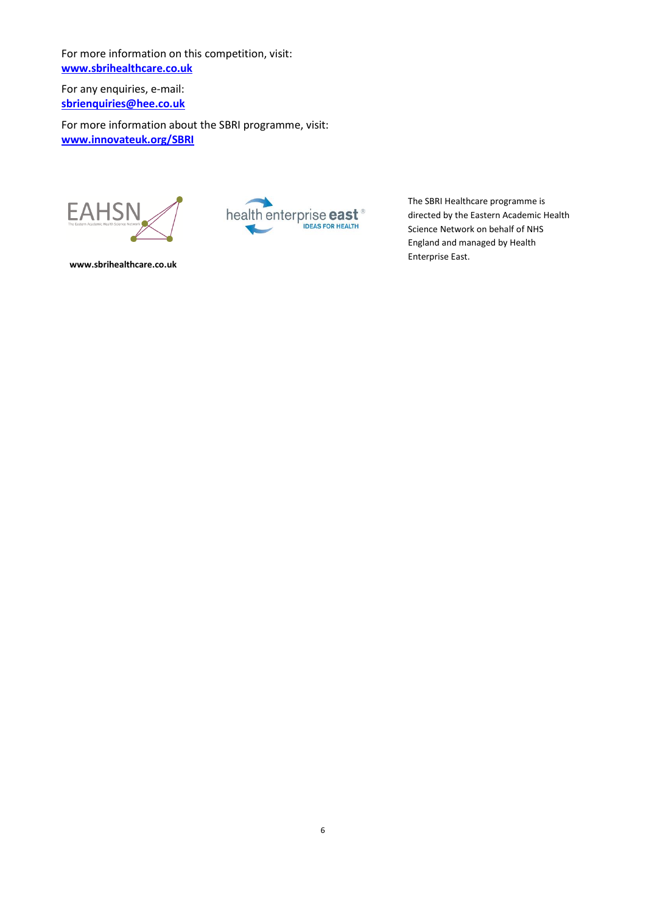For more information on this competition, visit:
**www.sbrihealthcare.co.uk**

For any enquiries, e-mail:
**sbrienquiries@hee.co.uk**

For more information about the SBRI programme, visit:
**www.innovateuk.org/SBRI**

EAHSN
The Eastern Academic Health Science Network

health enterprise east
IDEAS FOR HEALTH

**www.sbrihealthcare.co.uk**

The SBRI Healthcare programme is directed by the Eastern Academic Health Science Network on behalf of NHS England and managed by Health Enterprise East.